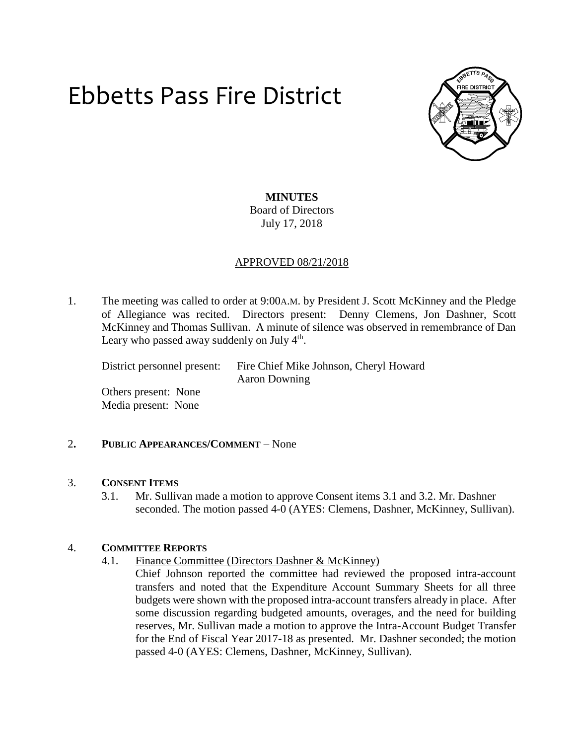# Ebbetts Pass Fire District

**MINUTES**
Board of Directors
July 17, 2018

APPROVED 08/21/2018

1. The meeting was called to order at 9:00A.M. by President J. Scott McKinney and the Pledge of Allegiance was recited. Directors present: Denny Clemens, Jon Dashner, Scott McKinney and Thomas Sullivan. A minute of silence was observed in remembrance of Dan Leary who passed away suddenly on July 4th.

   District personnel present: Fire Chief Mike Johnson, Cheryl Howard Aaron Downing
   Others present: None
   Media present: None

2. **PUBLIC APPEARANCES/COMMENT** – None

3. **CONSENT ITEMS**
   3.1. Mr. Sullivan made a motion to approve Consent items 3.1 and 3.2. Mr. Dashner seconded. The motion passed 4-0 (AYES: Clemens, Dashner, McKinney, Sullivan).

4. **COMMITTEE REPORTS**
   4.1. Finance Committee (Directors Dashner & McKinney)
   Chief Johnson reported the committee had reviewed the proposed intra-account transfers and noted that the Expenditure Account Summary Sheets for all three budgets were shown with the proposed intra-account transfers already in place. After some discussion regarding budgeted amounts, overages, and the need for building reserves, Mr. Sullivan made a motion to approve the Intra-Account Budget Transfer for the End of Fiscal Year 2017-18 as presented. Mr. Dashner seconded; the motion passed 4-0 (AYES: Clemens, Dashner, McKinney, Sullivan).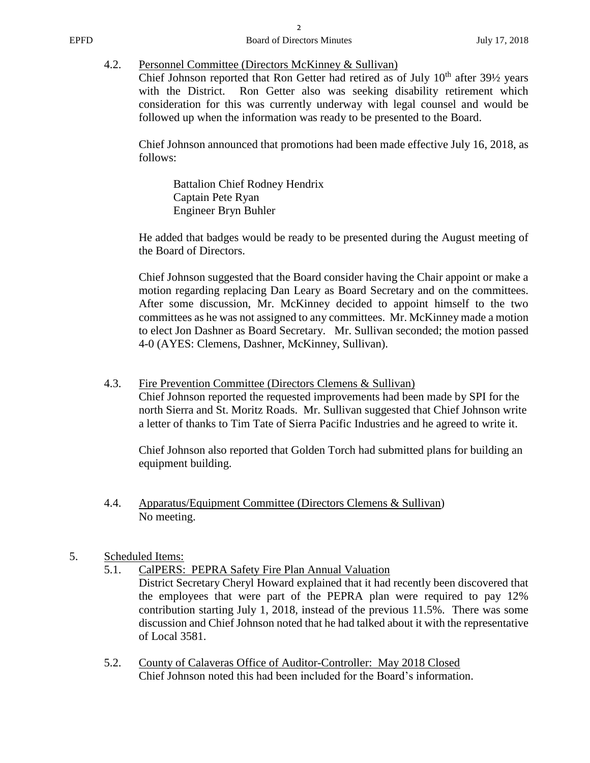4.2. Personnel Committee (Directors McKinney & Sullivan)

Chief Johnson reported that Ron Getter had retired as of July 10th after 39½ years with the District. Ron Getter also was seeking disability retirement which consideration for this was currently underway with legal counsel and would be followed up when the information was ready to be presented to the Board.

Chief Johnson announced that promotions had been made effective July 16, 2018, as follows:

Battalion Chief Rodney Hendrix
Captain Pete Ryan
Engineer Bryn Buhler

He added that badges would be ready to be presented during the August meeting of the Board of Directors.

Chief Johnson suggested that the Board consider having the Chair appoint or make a motion regarding replacing Dan Leary as Board Secretary and on the committees. After some discussion, Mr. McKinney decided to appoint himself to the two committees as he was not assigned to any committees. Mr. McKinney made a motion to elect Jon Dashner as Board Secretary. Mr. Sullivan seconded; the motion passed 4-0 (AYES: Clemens, Dashner, McKinney, Sullivan).

4.3. Fire Prevention Committee (Directors Clemens & Sullivan)

Chief Johnson reported the requested improvements had been made by SPI for the north Sierra and St. Moritz Roads. Mr. Sullivan suggested that Chief Johnson write a letter of thanks to Tim Tate of Sierra Pacific Industries and he agreed to write it.

Chief Johnson also reported that Golden Torch had submitted plans for building an equipment building.

4.4. Apparatus/Equipment Committee (Directors Clemens & Sullivan)

No meeting.

5. Scheduled Items:

5.1. CalPERS: PEPRA Safety Fire Plan Annual Valuation

District Secretary Cheryl Howard explained that it had recently been discovered that the employees that were part of the PEPRA plan were required to pay 12% contribution starting July 1, 2018, instead of the previous 11.5%. There was some discussion and Chief Johnson noted that he had talked about it with the representative of Local 3581.

5.2. County of Calaveras Office of Auditor-Controller: May 2018 Closed

Chief Johnson noted this had been included for the Board's information.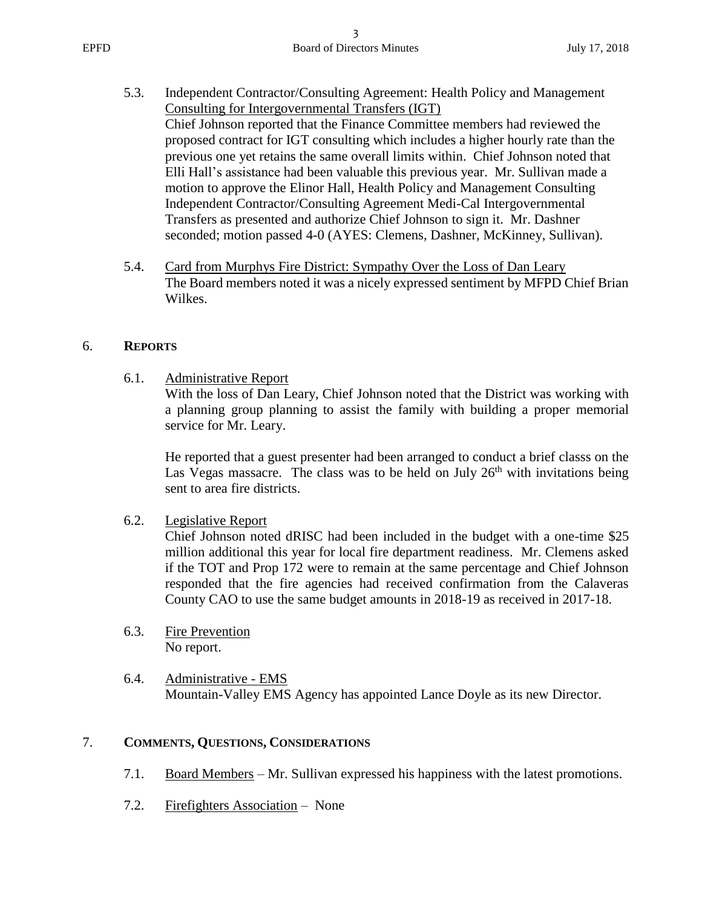5.3. Independent Contractor/Consulting Agreement: Health Policy and Management Consulting for Intergovernmental Transfers (IGT)

Chief Johnson reported that the Finance Committee members had reviewed the proposed contract for IGT consulting which includes a higher hourly rate than the previous one yet retains the same overall limits within. Chief Johnson noted that Elli Hall's assistance had been valuable this previous year. Mr. Sullivan made a motion to approve the Elinor Hall, Health Policy and Management Consulting Independent Contractor/Consulting Agreement Medi-Cal Intergovernmental Transfers as presented and authorize Chief Johnson to sign it. Mr. Dashner seconded; motion passed 4-0 (AYES: Clemens, Dashner, McKinney, Sullivan).

5.4. Card from Murphys Fire District: Sympathy Over the Loss of Dan Leary

The Board members noted it was a nicely expressed sentiment by MFPD Chief Brian Wilkes.

## 6. Reports

6.1. Administrative Report

With the loss of Dan Leary, Chief Johnson noted that the District was working with a planning group planning to assist the family with building a proper memorial service for Mr. Leary.

He reported that a guest presenter had been arranged to conduct a brief classs on the Las Vegas massacre. The class was to be held on July 26th with invitations being sent to area fire districts.

6.2. Legislative Report

Chief Johnson noted dRISC had been included in the budget with a one-time $25 million additional this year for local fire department readiness. Mr. Clemens asked if the TOT and Prop 172 were to remain at the same percentage and Chief Johnson responded that the fire agencies had received confirmation from the Calaveras County CAO to use the same budget amounts in 2018-19 as received in 2017-18.

6.3. Fire Prevention

No report.

6.4. Administrative - EMS

Mountain-Valley EMS Agency has appointed Lance Doyle as its new Director.

## 7. Comments, Questions, Considerations

7.1. Board Members – Mr. Sullivan expressed his happiness with the latest promotions.

7.2. Firefighters Association – None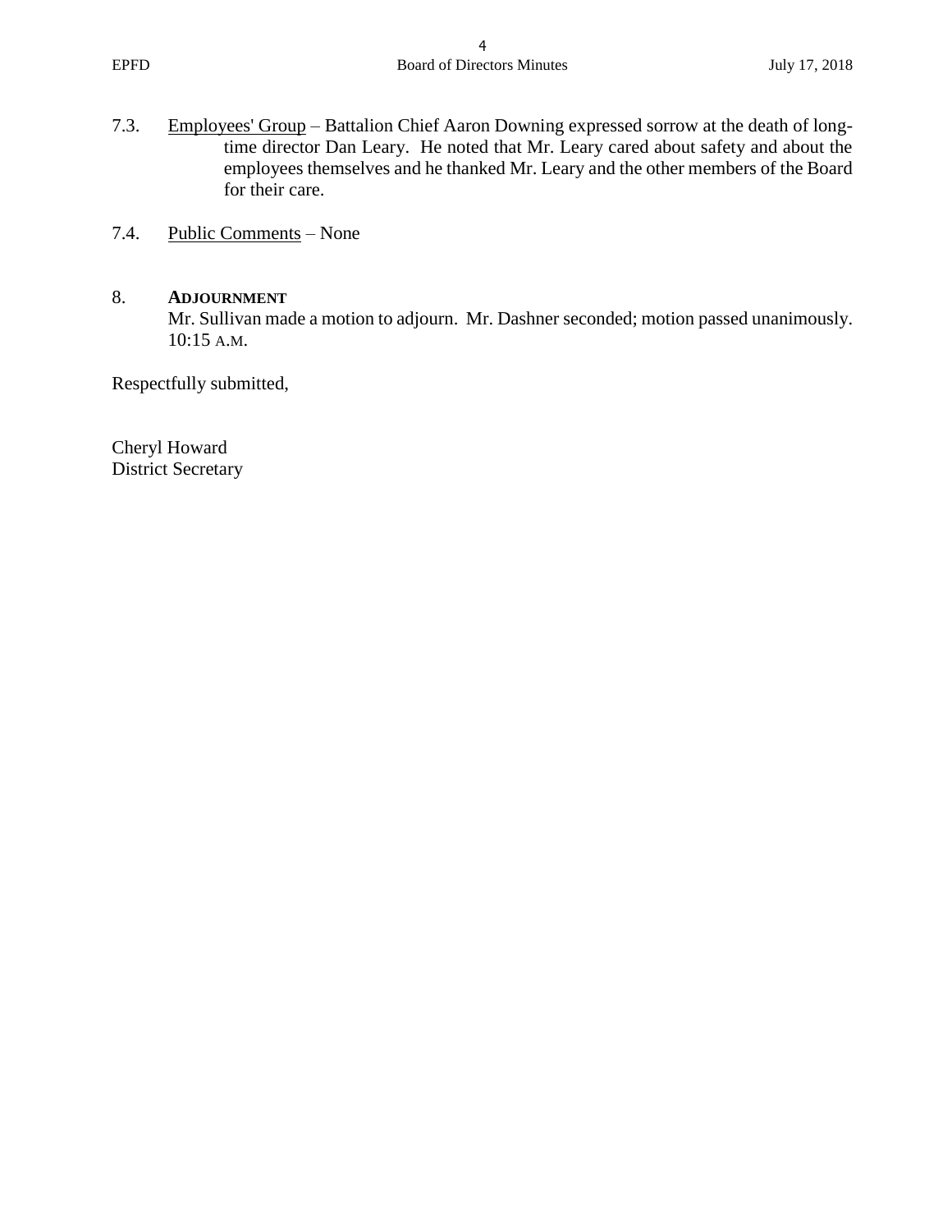7.3. Employees' Group – Battalion Chief Aaron Downing expressed sorrow at the death of long-time director Dan Leary. He noted that Mr. Leary cared about safety and about the employees themselves and he thanked Mr. Leary and the other members of the Board for their care.

7.4. Public Comments – None

8. **ADJOURNMENT**

Mr. Sullivan made a motion to adjourn. Mr. Dashner seconded; motion passed unanimously. 10:15 A.M.

Respectfully submitted,

Cheryl Howard
District Secretary